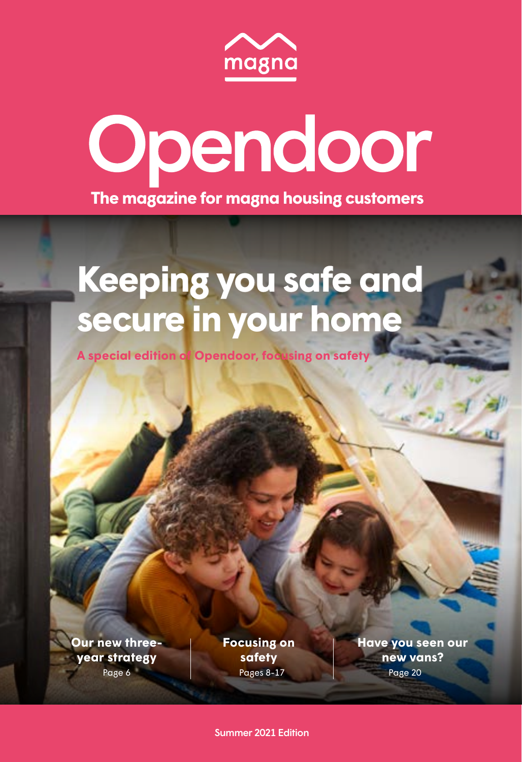magna

# Opendoor

**The magazine for magna housing customers**

## Keeping you safe and secure in your home

**A special edition of Opendoor, focusing on safety**

**Our new three-year strategy**
Page 6

**Focusing on safety**
Pages 8-17

**Have you seen our new vans?**
Page 20

Summer 2021 Edition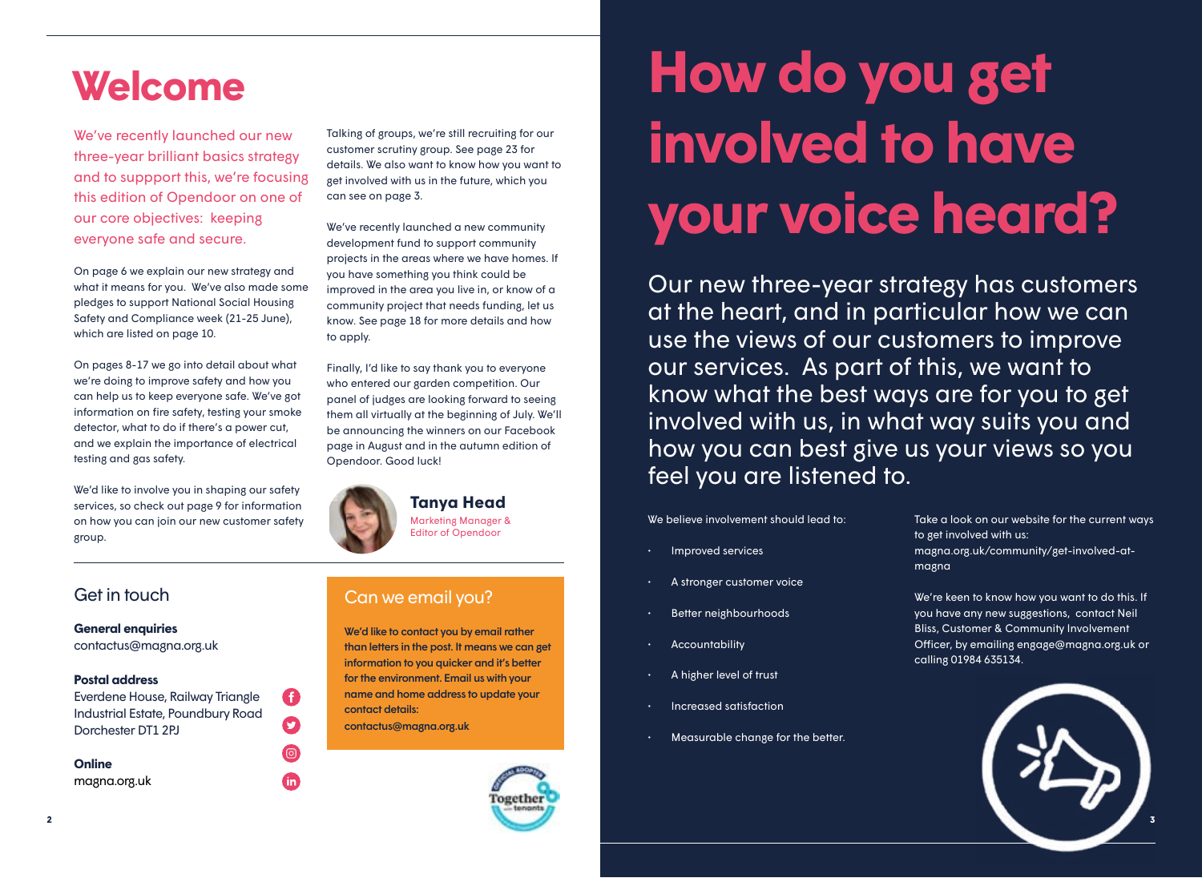# Welcome

We've recently launched our new three-year brilliant basics strategy and to suppport this, we're focusing this edition of Opendoor on one of our core objectives: keeping everyone safe and secure.

On page 6 we explain our new strategy and what it means for you. We've also made some pledges to support National Social Housing Safety and Compliance week (21-25 June), which are listed on page 10.

On pages 8-17 we go into detail about what we're doing to improve safety and how you can help us to keep everyone safe. We've got information on fire safety, testing your smoke detector, what to do if there's a power cut, and we explain the importance of electrical testing and gas safety.

We'd like to involve you in shaping our safety services, so check out page 9 for information on how you can join our new customer safety group.

Talking of groups, we're still recruiting for our customer scrutiny group. See page 23 for details. We also want to know how you want to get involved with us in the future, which you can see on page 3.

We've recently launched a new community development fund to support community projects in the areas where we have homes. If you have something you think could be improved in the area you live in, or know of a community project that needs funding, let us know. See page 18 for more details and how to apply.

Finally, I'd like to say thank you to everyone who entered our garden competition. Our panel of judges are looking forward to seeing them all virtually at the beginning of July. We'll be announcing the winners on our Facebook page in August and in the autumn edition of Opendoor. Good luck!

**Tanya Head**
Marketing Manager & Editor of Opendoor

## Get in touch

**General enquiries**
contactus@magna.org.uk

**Postal address**
Everdene House, Railway Triangle Industrial Estate, Poundbury Road Dorchester DT1 2PJ

**Online**
magna.org.uk

## Can we email you?

**We'd like to contact you by email rather than letters in the post. It means we can get information to you quicker and it's better for the environment. Email us with your name and home address to update your contact details: contactus@magna.org.uk**

# How do you get involved to have your voice heard?

Our new three-year strategy has customers at the heart, and in particular how we can use the views of our customers to improve our services. As part of this, we want to know what the best ways are for you to get involved with us, in what way suits you and how you can best give us your views so you feel you are listened to.

We believe involvement should lead to:

- Improved services
- A stronger customer voice
- Better neighbourhoods
- Accountability
- A higher level of trust
- Increased satisfaction
- Measurable change for the better.

Take a look on our website for the current ways to get involved with us: magna.org.uk/community/get-involved-at-magna

We're keen to know how you want to do this. If you have any new suggestions, contact Neil Bliss, Customer & Community Involvement Officer, by emailing engage@magna.org.uk or calling 01984 635134.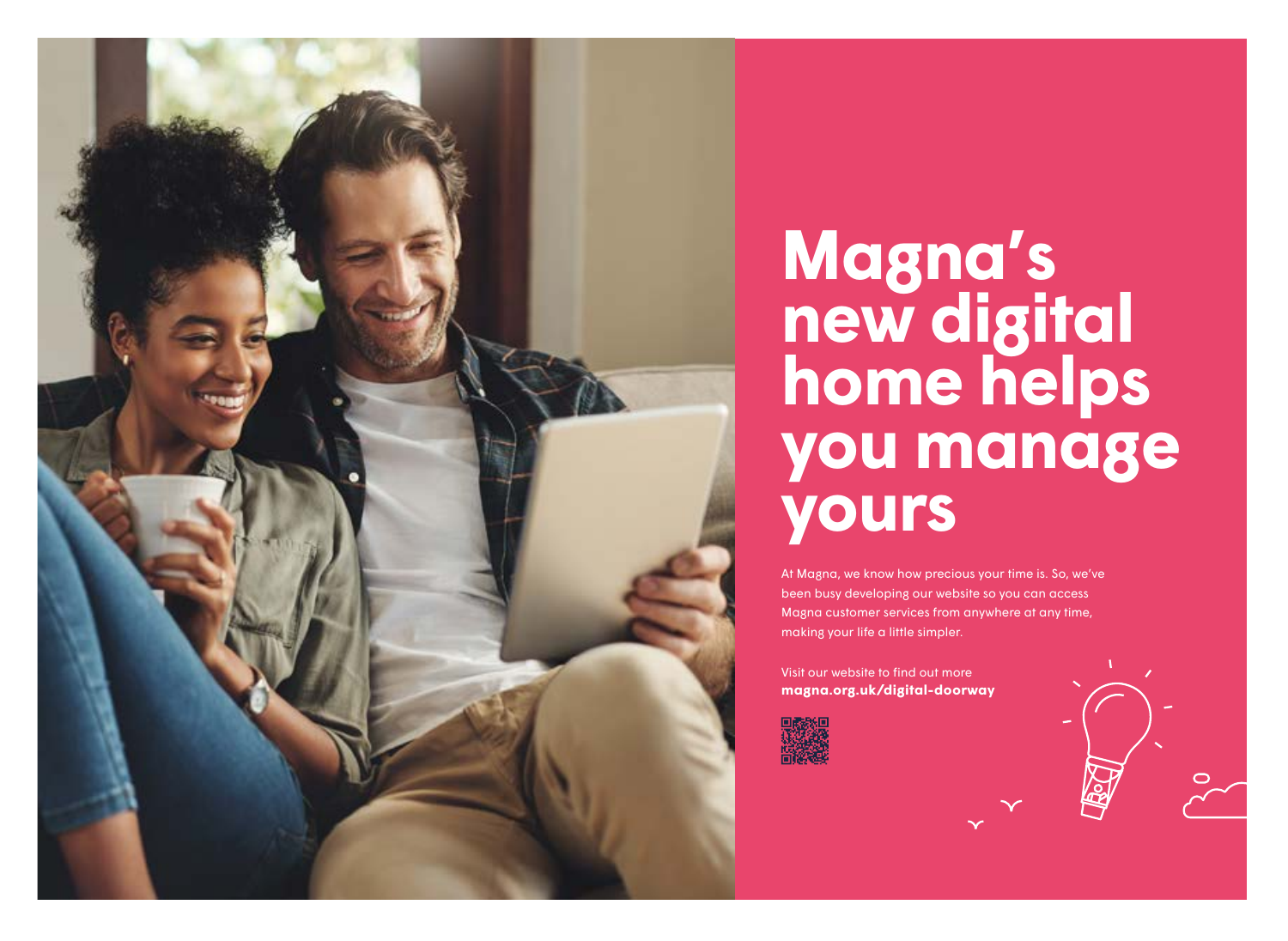# Magna's new digital home helps you manage yours

At Magna, we know how precious your time is. So, we've been busy developing our website so you can access Magna customer services from anywhere at any time, making your life a little simpler.

Visit our website to find out more
**magna.org.uk/digital-doorway**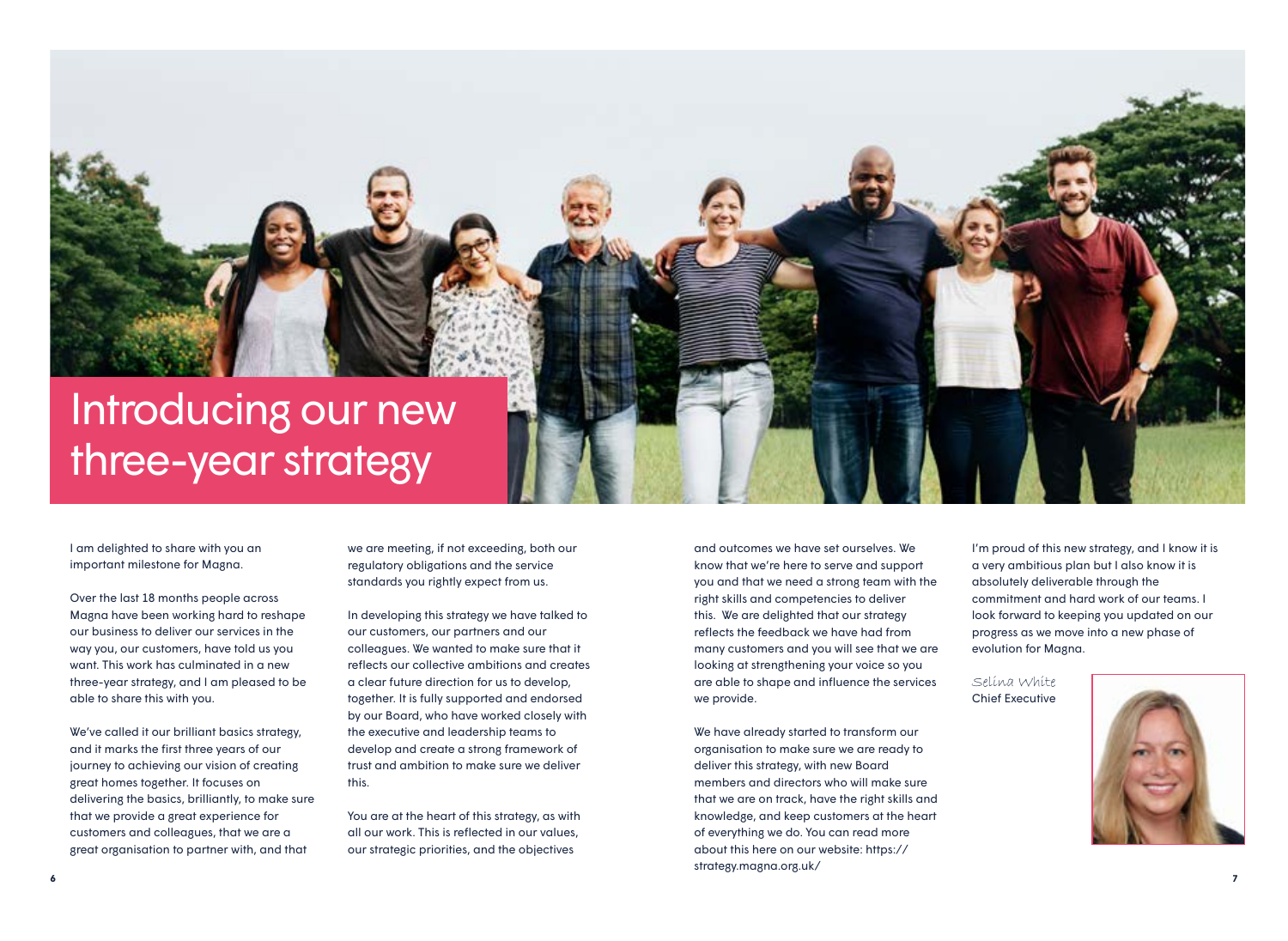# Introducing our new three-year strategy

I am delighted to share with you an important milestone for Magna.

Over the last 18 months people across Magna have been working hard to reshape our business to deliver our services in the way you, our customers, have told us you want. This work has culminated in a new three-year strategy, and I am pleased to be able to share this with you.

We've called it our brilliant basics strategy, and it marks the first three years of our journey to achieving our vision of creating great homes together. It focuses on delivering the basics, brilliantly, to make sure that we provide a great experience for customers and colleagues, that we are a great organisation to partner with, and that we are meeting, if not exceeding, both our regulatory obligations and the service standards you rightly expect from us.

In developing this strategy we have talked to our customers, our partners and our colleagues. We wanted to make sure that it reflects our collective ambitions and creates a clear future direction for us to develop, together. It is fully supported and endorsed by our Board, who have worked closely with the executive and leadership teams to develop and create a strong framework of trust and ambition to make sure we deliver this.

You are at the heart of this strategy, as with all our work. This is reflected in our values, our strategic priorities, and the objectives and outcomes we have set ourselves. We know that we're here to serve and support you and that we need a strong team with the right skills and competencies to deliver this.  We are delighted that our strategy reflects the feedback we have had from many customers and you will see that we are looking at strengthening your voice so you are able to shape and influence the services we provide.

We have already started to transform our organisation to make sure we are ready to deliver this strategy, with new Board members and directors who will make sure that we are on track, have the right skills and knowledge, and keep customers at the heart of everything we do. You can read more about this here on our website: https://strategy.magna.org.uk/

I'm proud of this new strategy, and I know it is a very ambitious plan but I also know it is absolutely deliverable through the commitment and hard work of our teams. I look forward to keeping you updated on our progress as we move into a new phase of evolution for Magna.

*Selina White*
Chief Executive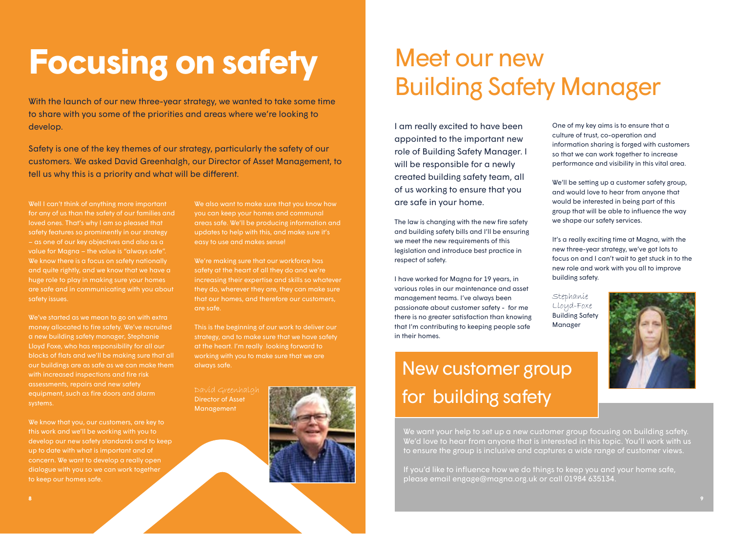# Focusing on safety

With the launch of our new three-year strategy, we wanted to take some time to share with you some of the priorities and areas where we're looking to develop.

Safety is one of the key themes of our strategy, particularly the safety of our customers. We asked David Greenhalgh, our Director of Asset Management, to tell us why this is a priority and what will be different.

Well I can't think of anything more important for any of us than the safety of our families and loved ones. That's why I am so pleased that safety features so prominently in our strategy – as one of our key objectives and also as a value for Magna – the value is "always safe". We know there is a focus on safety nationally and quite rightly, and we know that we have a huge role to play in making sure your homes are safe and in communicating with you about safety issues.

We've started as we mean to go on with extra money allocated to fire safety. We've recruited a new building safety manager, Stephanie Lloyd Foxe, who has responsibility for all our blocks of flats and we'll be making sure that all our buildings are as safe as we can make them with increased inspections and fire risk assessments, repairs and new safety equipment, such as fire doors and alarm systems.

We know that you, our customers, are key to this work and we'll be working with you to develop our new safety standards and to keep up to date with what is important and of concern. We want to develop a really open dialogue with you so we can work together to keep our homes safe.

We also want to make sure that you know how you can keep your homes and communal areas safe. We'll be producing information and updates to help with this, and make sure it's easy to use and makes sense!

We're making sure that our workforce has safety at the heart of all they do and we're increasing their expertise and skills so whatever they do, wherever they are, they can make sure that our homes, and therefore our customers, are safe.

This is the beginning of our work to deliver our strategy, and to make sure that we have safety at the heart. I'm really looking forward to working with you to make sure that we are always safe.

*David Greenhalgh*
Director of Asset Management

# Meet our new Building Safety Manager

I am really excited to have been appointed to the important new role of Building Safety Manager. I will be responsible for a newly created building safety team, all of us working to ensure that you are safe in your home.

The law is changing with the new fire safety and building safety bills and I'll be ensuring we meet the new requirements of this legislation and introduce best practice in respect of safety.

I have worked for Magna for 19 years, in various roles in our maintenance and asset management teams. I've always been passionate about customer safety - for me there is no greater satisfaction than knowing that I'm contributing to keeping people safe in their homes.

One of my key aims is to ensure that a culture of trust, co-operation and information sharing is forged with customers so that we can work together to increase performance and visibility in this vital area.

We'll be setting up a customer safety group, and would love to hear from anyone that would be interested in being part of this group that will be able to influence the way we shape our safety services.

It's a really exciting time at Magna, with the new three-year strategy, we've got lots to focus on and I can't wait to get stuck in to the new role and work with you all to improve building safety.

*Stephanie Lloyd-Foxe*
Building Safety Manager

## New customer group for building safety

We want your help to set up a new customer group focusing on building safety. We'd love to hear from anyone that is interested in this topic. You'll work with us to ensure the group is inclusive and captures a wide range of customer views.

If you'd like to influence how we do things to keep you and your home safe, please email engage@magna.org.uk or call 01984 635134.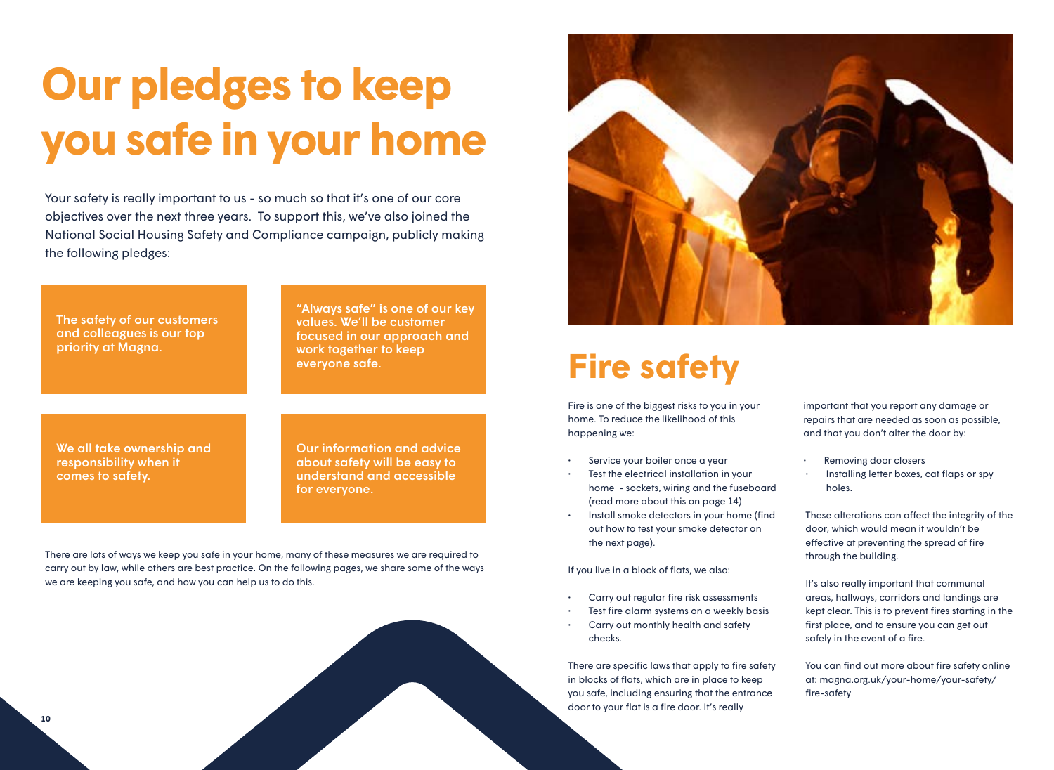# Our pledges to keep you safe in your home

Your safety is really important to us - so much so that it's one of our core objectives over the next three years. To support this, we've also joined the National Social Housing Safety and Compliance campaign, publicly making the following pledges:

**The safety of our customers and colleagues is our top priority at Magna.**

**"Always safe" is one of our key values. We'll be customer focused in our approach and work together to keep everyone safe.**

**We all take ownership and responsibility when it comes to safety.**

**Our information and advice about safety will be easy to understand and accessible for everyone.**

There are lots of ways we keep you safe in your home, many of these measures we are required to carry out by law, while others are best practice. On the following pages, we share some of the ways we are keeping you safe, and how you can help us to do this.

# Fire safety

Fire is one of the biggest risks to you in your home. To reduce the likelihood of this happening we:

- Service your boiler once a year
- Test the electrical installation in your home - sockets, wiring and the fuseboard (read more about this on page 14)
- Install smoke detectors in your home (find out how to test your smoke detector on the next page).

If you live in a block of flats, we also:

- Carry out regular fire risk assessments
- Test fire alarm systems on a weekly basis
- Carry out monthly health and safety checks.

There are specific laws that apply to fire safety in blocks of flats, which are in place to keep you safe, including ensuring that the entrance door to your flat is a fire door. It's really important that you report any damage or repairs that are needed as soon as possible, and that you don't alter the door by:

- Removing door closers
- Installing letter boxes, cat flaps or spy holes.

These alterations can affect the integrity of the door, which would mean it wouldn't be effective at preventing the spread of fire through the building.

It's also really important that communal areas, hallways, corridors and landings are kept clear. This is to prevent fires starting in the first place, and to ensure you can get out safely in the event of a fire.

You can find out more about fire safety online at: magna.org.uk/your-home/your-safety/fire-safety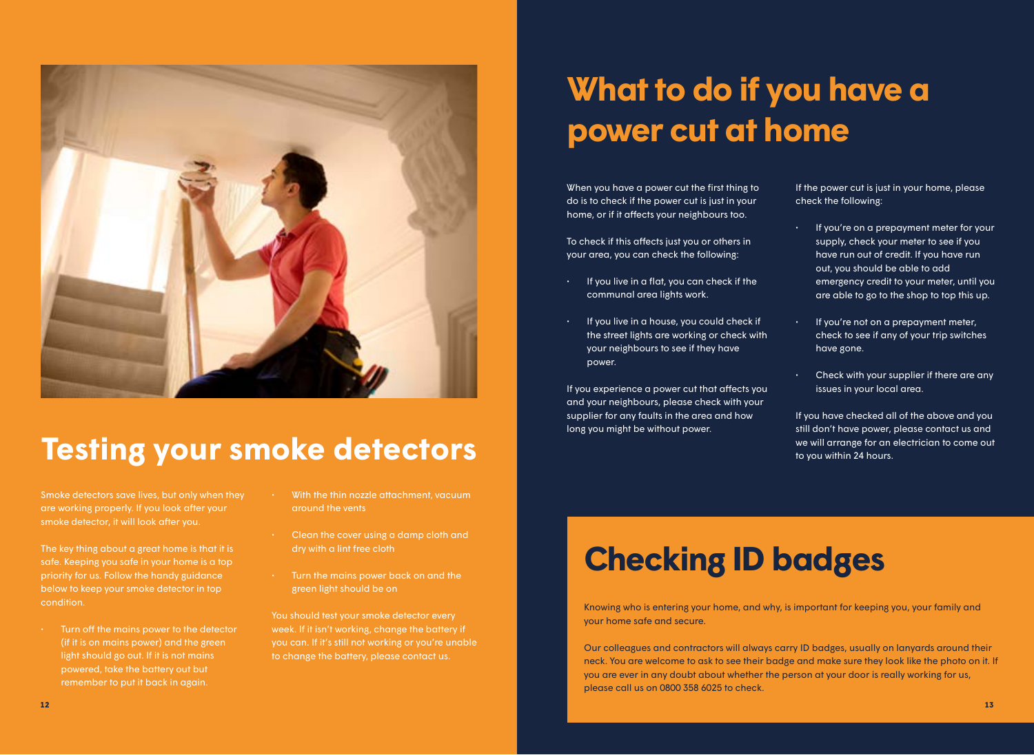## Testing your smoke detectors

Smoke detectors save lives, but only when they are working properly. If you look after your smoke detector, it will look after you.

The key thing about a great home is that it is safe. Keeping you safe in your home is a top priority for us. Follow the handy guidance below to keep your smoke detector in top condition.

- Turn off the mains power to the detector (if it is on mains power) and the green light should go out. If it is not mains powered, take the battery out but remember to put it back in again.
- With the thin nozzle attachment, vacuum around the vents
- Clean the cover using a damp cloth and dry with a lint free cloth
- Turn the mains power back on and the green light should be on

You should test your smoke detector every week. If it isn't working, change the battery if you can. If it's still not working or you're unable to change the battery, please contact us.

# What to do if you have a power cut at home

When you have a power cut the first thing to do is to check if the power cut is just in your home, or if it affects your neighbours too.

To check if this affects just you or others in your area, you can check the following:

- If you live in a flat, you can check if the communal area lights work.
- If you live in a house, you could check if the street lights are working or check with your neighbours to see if they have power.

If you experience a power cut that affects you and your neighbours, please check with your supplier for any faults in the area and how long you might be without power.

If the power cut is just in your home, please check the following:

- If you're on a prepayment meter for your supply, check your meter to see if you have run out of credit. If you have run out, you should be able to add emergency credit to your meter, until you are able to go to the shop to top this up.
- If you're not on a prepayment meter, check to see if any of your trip switches have gone.
- Check with your supplier if there are any issues in your local area.

If you have checked all of the above and you still don't have power, please contact us and we will arrange for an electrician to come out to you within 24 hours.

## Checking ID badges

Knowing who is entering your home, and why, is important for keeping you, your family and your home safe and secure.

Our colleagues and contractors will always carry ID badges, usually on lanyards around their neck. You are welcome to ask to see their badge and make sure they look like the photo on it. If you are ever in any doubt about whether the person at your door is really working for us, please call us on 0800 358 6025 to check.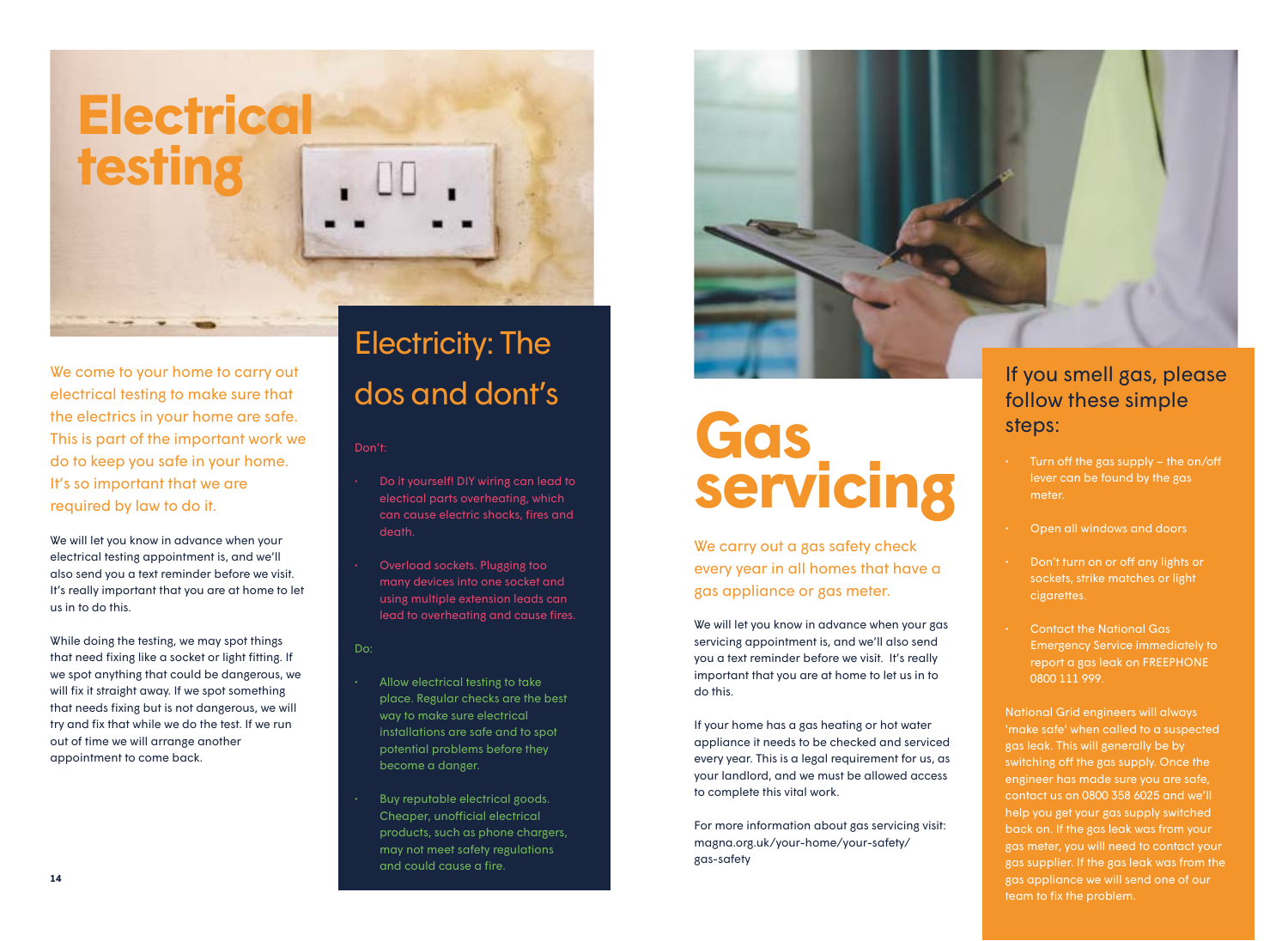# Electrical testing

We come to your home to carry out electrical testing to make sure that the electrics in your home are safe. This is part of the important work we do to keep you safe in your home. It's so important that we are required by law to do it.

We will let you know in advance when your electrical testing appointment is, and we'll also send you a text reminder before we visit. It's really important that you are at home to let us in to do this.

While doing the testing, we may spot things that need fixing like a socket or light fitting. If we spot anything that could be dangerous, we will fix it straight away. If we spot something that needs fixing but is not dangerous, we will try and fix that while we do the test. If we run out of time we will arrange another appointment to come back.

## Electricity: The dos and dont's

Don't:

- Do it yourself! DIY wiring can lead to electical parts overheating, which can cause electric shocks, fires and death.
- Overload sockets. Plugging too many devices into one socket and using multiple extension leads can lead to overheating and cause fires.

Do:

- Allow electrical testing to take place. Regular checks are the best way to make sure electrical installations are safe and to spot potential problems before they become a danger.
- Buy reputable electrical goods. Cheaper, unofficial electrical products, such as phone chargers, may not meet safety regulations and could cause a fire.

# Gas servicing

We carry out a gas safety check every year in all homes that have a gas appliance or gas meter.

We will let you know in advance when your gas servicing appointment is, and we'll also send you a text reminder before we visit. It's really important that you are at home to let us in to do this.

If your home has a gas heating or hot water appliance it needs to be checked and serviced every year. This is a legal requirement for us, as your landlord, and we must be allowed access to complete this vital work.

For more information about gas servicing visit: magna.org.uk/your-home/your-safety/gas-safety

## If you smell gas, please follow these simple steps:

- Turn off the gas supply – the on/off lever can be found by the gas meter.
- Open all windows and doors
- Don't turn on or off any lights or sockets, strike matches or light cigarettes.
- Contact the National Gas Emergency Service immediately to report a gas leak on FREEPHONE 0800 111 999.

National Grid engineers will always 'make safe' when called to a suspected gas leak. This will generally be by switching off the gas supply. Once the engineer has made sure you are safe, contact us on 0800 358 6025 and we'll help you get your gas supply switched back on. If the gas leak was from your gas meter, you will need to contact your gas supplier. If the gas leak was from the gas appliance we will send one of our team to fix the problem.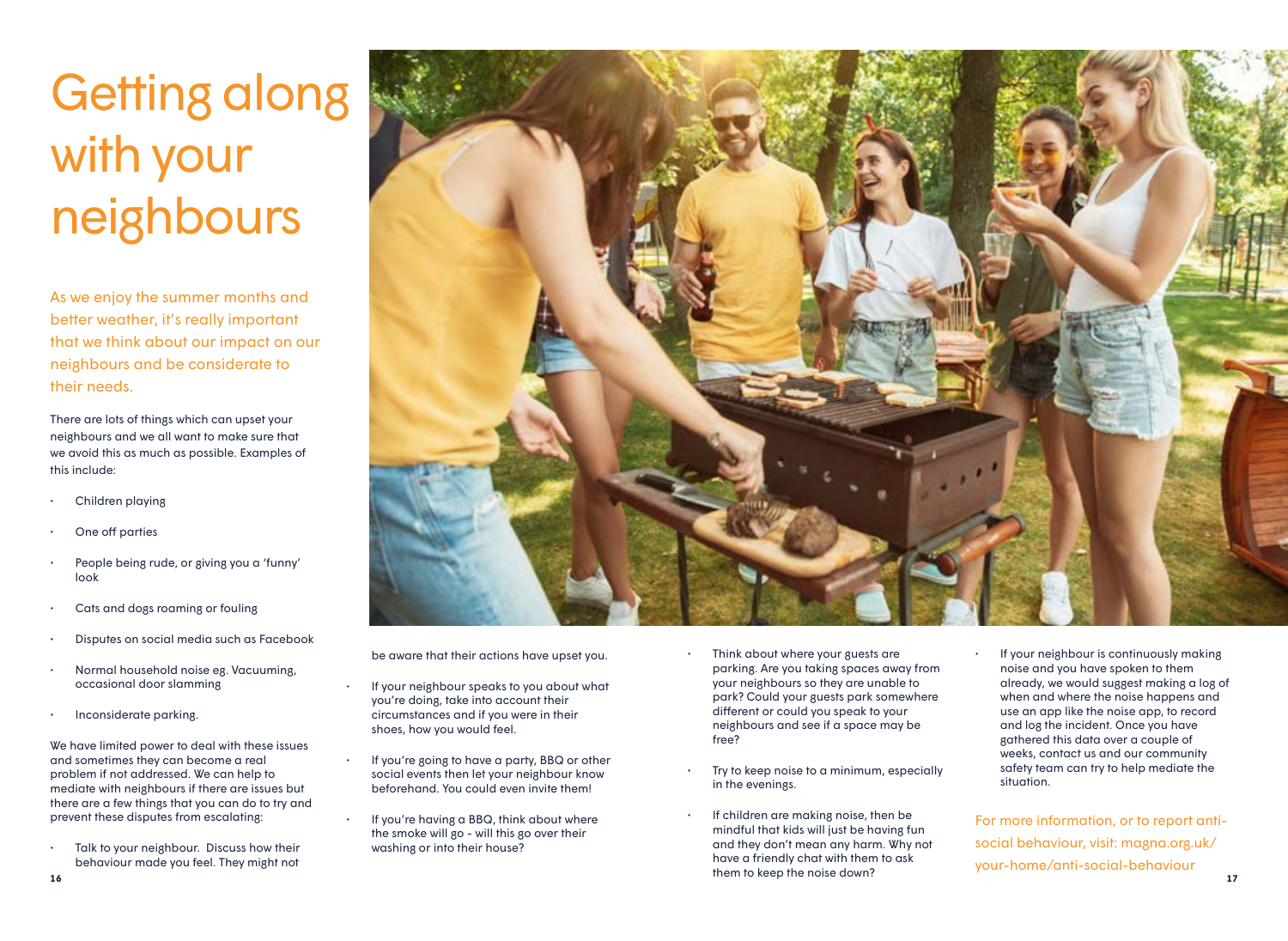# Getting along with your neighbours

As we enjoy the summer months and better weather, it's really important that we think about our impact on our neighbours and be considerate to their needs.

There are lots of things which can upset your neighbours and we all want to make sure that we avoid this as much as possible. Examples of this include:

- Children playing
- One off parties
- People being rude, or giving you a 'funny' look
- Cats and dogs roaming or fouling
- Disputes on social media such as Facebook
- Normal household noise eg. Vacuuming, occasional door slamming
- Inconsiderate parking.

We have limited power to deal with these issues and sometimes they can become a real problem if not addressed. We can help to mediate with neighbours if there are issues but there are a few things that you can do to try and prevent these disputes from escalating:

- Talk to your neighbour. Discuss how their behaviour made you feel. They might not be aware that their actions have upset you.
- If your neighbour speaks to you about what you're doing, take into account their circumstances and if you were in their shoes, how you would feel.
- If you're going to have a party, BBQ or other social events then let your neighbour know beforehand. You could even invite them!
- If you're having a BBQ, think about where the smoke will go - will this go over their washing or into their house?
- Think about where your guests are parking. Are you taking spaces away from your neighbours so they are unable to park? Could your guests park somewhere different or could you speak to your neighbours and see if a space may be free?
- Try to keep noise to a minimum, especially in the evenings.
- If children are making noise, then be mindful that kids will just be having fun and they don't mean any harm. Why not have a friendly chat with them to ask them to keep the noise down?
- If your neighbour is continuously making noise and you have spoken to them already, we would suggest making a log of when and where the noise happens and use an app like the noise app, to record and log the incident. Once you have gathered this data over a couple of weeks, contact us and our community safety team can try to help mediate the situation.

For more information, or to report anti-social behaviour, visit: magna.org.uk/your-home/anti-social-behaviour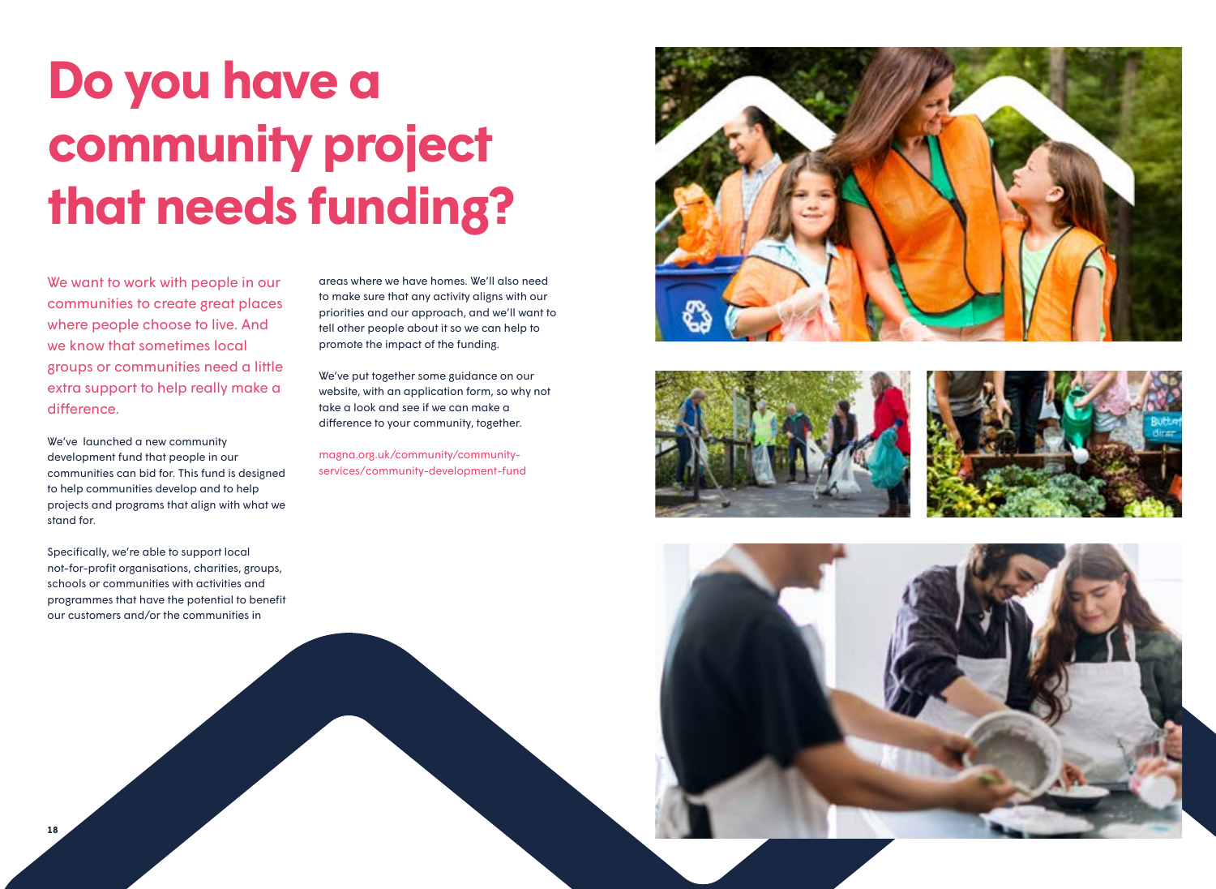# Do you have a community project that needs funding?

We want to work with people in our communities to create great places where people choose to live. And we know that sometimes local groups or communities need a little extra support to help really make a difference.

We've launched a new community development fund that people in our communities can bid for. This fund is designed to help communities develop and to help projects and programs that align with what we stand for.

Specifically, we're able to support local not-for-profit organisations, charities, groups, schools or communities with activities and programmes that have the potential to benefit our customers and/or the communities in areas where we have homes. We'll also need to make sure that any activity aligns with our priorities and our approach, and we'll want to tell other people about it so we can help to promote the impact of the funding.

We've put together some guidance on our website, with an application form, so why not take a look and see if we can make a difference to your community, together.

magna.org.uk/community/community-services/community-development-fund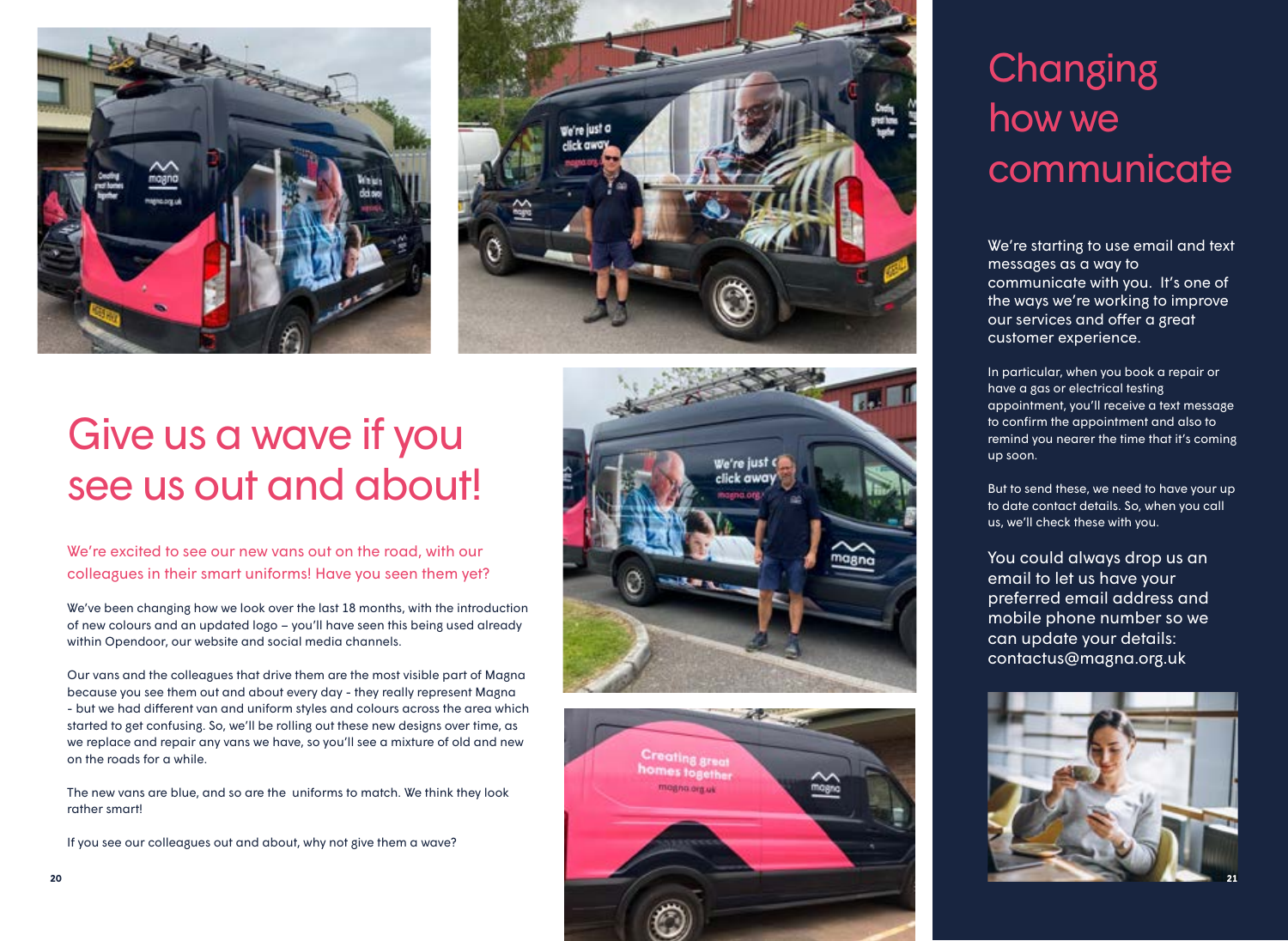# Give us a wave if you see us out and about!

We're excited to see our new vans out on the road, with our colleagues in their smart uniforms! Have you seen them yet?

We've been changing how we look over the last 18 months, with the introduction of new colours and an updated logo – you'll have seen this being used already within Opendoor, our website and social media channels.

Our vans and the colleagues that drive them are the most visible part of Magna because you see them out and about every day - they really represent Magna - but we had different van and uniform styles and colours across the area which started to get confusing. So, we'll be rolling out these new designs over time, as we replace and repair any vans we have, so you'll see a mixture of old and new on the roads for a while.

The new vans are blue, and so are the uniforms to match. We think they look rather smart!

If you see our colleagues out and about, why not give them a wave?

# Changing how we communicate

We're starting to use email and text messages as a way to communicate with you. It's one of the ways we're working to improve our services and offer a great customer experience.

In particular, when you book a repair or have a gas or electrical testing appointment, you'll receive a text message to confirm the appointment and also to remind you nearer the time that it's coming up soon.

But to send these, we need to have your up to date contact details. So, when you call us, we'll check these with you.

You could always drop us an email to let us have your preferred email address and mobile phone number so we can update your details: contactus@magna.org.uk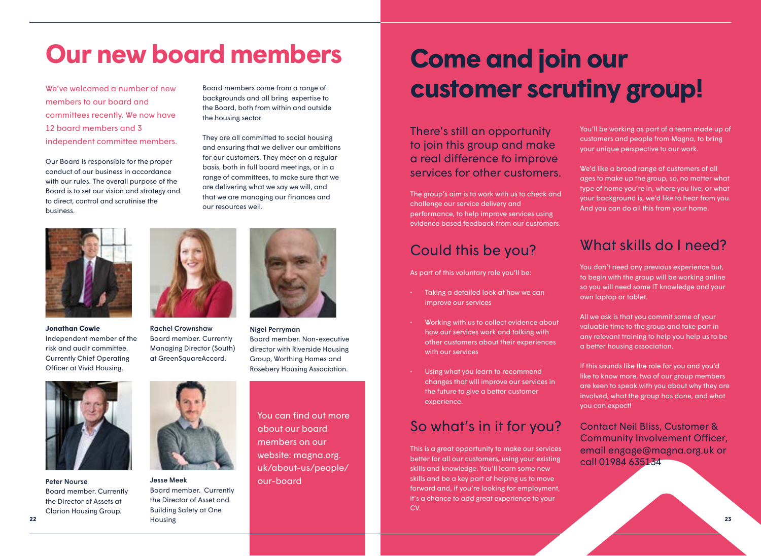# Our new board members

We've welcomed a number of new members to our board and committees recently. We now have 12 board members and 3 independent committee members.

Our Board is responsible for the proper conduct of our business in accordance with our rules. The overall purpose of the Board is to set our vision and strategy and to direct, control and scrutinise the business.

Board members come from a range of backgrounds and all bring expertise to the Board, both from within and outside the housing sector.

They are all committed to social housing and ensuring that we deliver our ambitions for our customers. They meet on a regular basis, both in full board meetings, or in a range of committees, to make sure that we are delivering what we say we will, and that we are managing our finances and our resources well.

**Jonathan Cowie**
Independent member of the risk and audit committee. Currently Chief Operating Officer at Vivid Housing.

**Rachel Crownshaw**
Board member. Currently Managing Director (South) at GreenSquareAccord.

**Nigel Perryman**
Board member. Non-executive director with Riverside Housing Group, Worthing Homes and Rosebery Housing Association.

**Peter Nourse**
Board member. Currently the Director of Assets at Clarion Housing Group.

**Jesse Meek**
Board member. Currently the Director of Asset and Building Safety at One Housing

You can find out more about our board members on our website: magna.org.uk/about-us/people/our-board

# Come and join our customer scrutiny group!

There's still an opportunity to join this group and make a real difference to improve services for other customers.

The group's aim is to work with us to check and challenge our service delivery and performance, to help improve services using evidence based feedback from our customers.

## Could this be you?

As part of this voluntary role you'll be:

- Taking a detailed look at how we can improve our services
- Working with us to collect evidence about how our services work and talking with other customers about their experiences with our services
- Using what you learn to recommend changes that will improve our services in the future to give a better customer experience.

## So what's in it for you?

This is a great opportunity to make our services better for all our customers, using your existing skills and knowledge. You'll learn some new skills and be a key part of helping us to move forward and, if you're looking for employment, it's a chance to add great experience to your CV.

You'll be working as part of a team made up of customers and people from Magna, to bring your unique perspective to our work.

We'd like a broad range of customers of all ages to make up the group, so, no matter what type of home you're in, where you live, or what your background is, we'd like to hear from you. And you can do all this from your home.

## What skills do I need?

You don't need any previous experience but, to begin with the group will be working online so you will need some IT knowledge and your own laptop or tablet.

All we ask is that you commit some of your valuable time to the group and take part in any relevant training to help you help us to be a better housing association.

If this sounds like the role for you and you'd like to know more, two of our group members are keen to speak with you about why they are involved, what the group has done, and what you can expect!

Contact Neil Bliss, Customer & Community Involvement Officer, email engage@magna.org.uk or call 01984 635134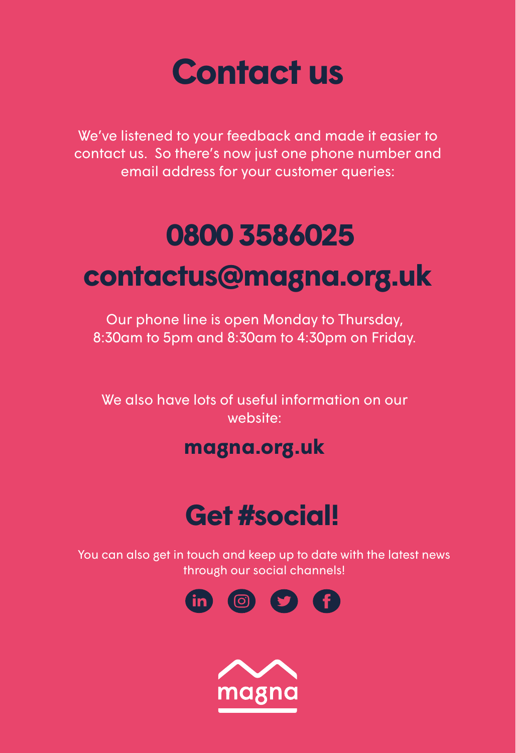# Contact us

We've listened to your feedback and made it easier to contact us. So there's now just one phone number and email address for your customer queries:

## 0800 3586025

## contactus@magna.org.uk

Our phone line is open Monday to Thursday, 8:30am to 5pm and 8:30am to 4:30pm on Friday.

We also have lots of useful information on our website:

**magna.org.uk**

# Get #social!

You can also get in touch and keep up to date with the latest news through our social channels!

magna